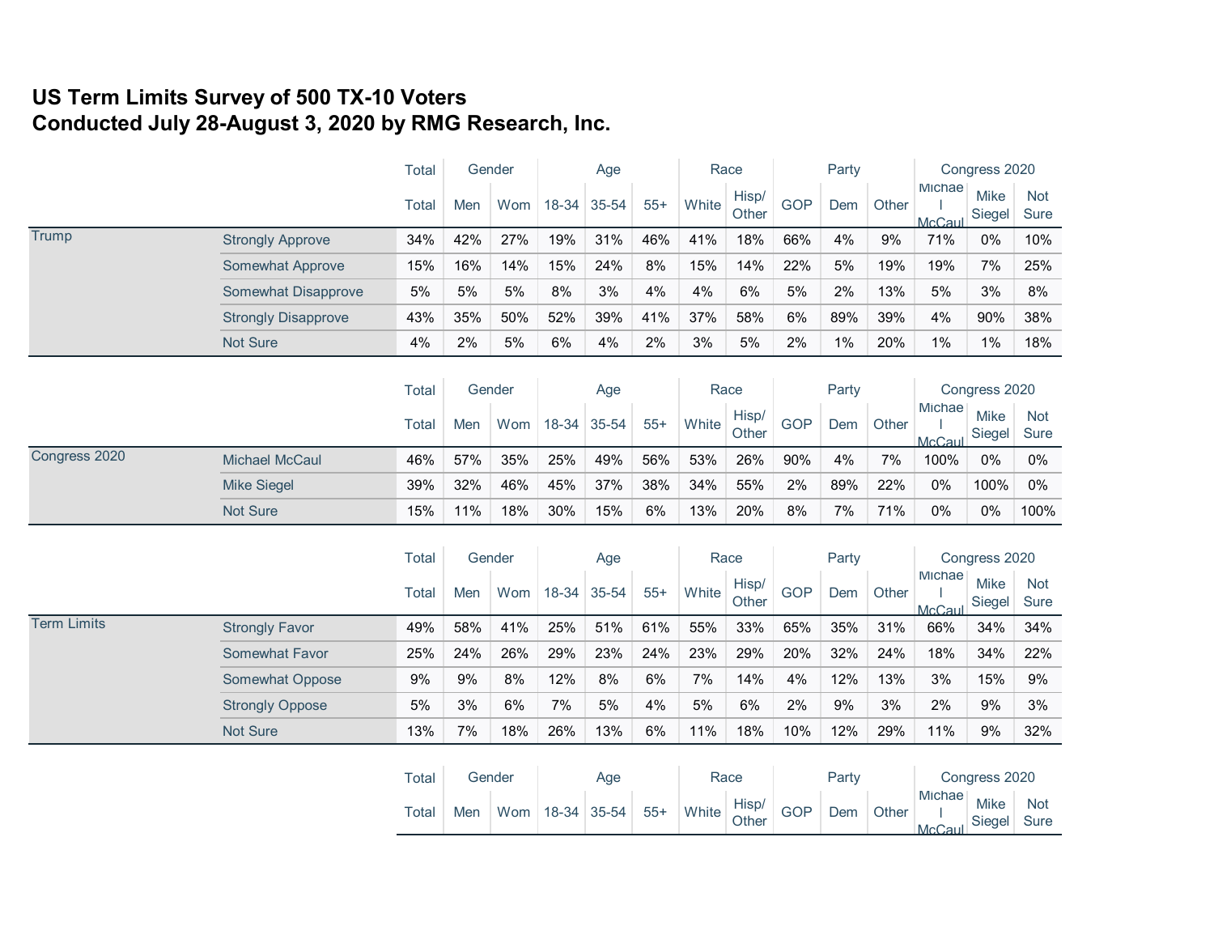# US Term Limits Survey of 500 TX-10 Voters
# Conducted July 28-August 3, 2020 by RMG Research, Inc.

| | | Total | Gender | | Age | | | Race | | Party | | | Congress 2020 | | |
|---|---|---|---|---|---|---|---|---|---|---|---|---|---|---|---|
| | | Total | Men | Wom | 18-34 | 35-54 | 55+ | White | Hisp/ Other | GOP | Dem | Other | Michael McCaul | Mike Siegel | Not Sure |
| Trump | Strongly Approve | 34% | 42% | 27% | 19% | 31% | 46% | 41% | 18% | 66% | 4% | 9% | 71% | 0% | 10% |
| | Somewhat Approve | 15% | 16% | 14% | 15% | 24% | 8% | 15% | 14% | 22% | 5% | 19% | 19% | 7% | 25% |
| | Somewhat Disapprove | 5% | 5% | 5% | 8% | 3% | 4% | 4% | 6% | 5% | 2% | 13% | 5% | 3% | 8% |
| | Strongly Disapprove | 43% | 35% | 50% | 52% | 39% | 41% | 37% | 58% | 6% | 89% | 39% | 4% | 90% | 38% |
| | Not Sure | 4% | 2% | 5% | 6% | 4% | 2% | 3% | 5% | 2% | 1% | 20% | 1% | 1% | 18% |

| | | Total | Gender | | Age | | | Race | | Party | | | Congress 2020 | | |
|---|---|---|---|---|---|---|---|---|---|---|---|---|---|---|---|
| | | Total | Men | Wom | 18-34 | 35-54 | 55+ | White | Hisp/ Other | GOP | Dem | Other | Michael McCaul | Mike Siegel | Not Sure |
| Congress 2020 | Michael McCaul | 46% | 57% | 35% | 25% | 49% | 56% | 53% | 26% | 90% | 4% | 7% | 100% | 0% | 0% |
| | Mike Siegel | 39% | 32% | 46% | 45% | 37% | 38% | 34% | 55% | 2% | 89% | 22% | 0% | 100% | 0% |
| | Not Sure | 15% | 11% | 18% | 30% | 15% | 6% | 13% | 20% | 8% | 7% | 71% | 0% | 0% | 100% |

| | | Total | Gender | | Age | | | Race | | Party | | | Congress 2020 | | |
|---|---|---|---|---|---|---|---|---|---|---|---|---|---|---|---|
| | | Total | Men | Wom | 18-34 | 35-54 | 55+ | White | Hisp/ Other | GOP | Dem | Other | Michael McCaul | Mike Siegel | Not Sure |
| Term Limits | Strongly Favor | 49% | 58% | 41% | 25% | 51% | 61% | 55% | 33% | 65% | 35% | 31% | 66% | 34% | 34% |
| | Somewhat Favor | 25% | 24% | 26% | 29% | 23% | 24% | 23% | 29% | 20% | 32% | 24% | 18% | 34% | 22% |
| | Somewhat Oppose | 9% | 9% | 8% | 12% | 8% | 6% | 7% | 14% | 4% | 12% | 13% | 3% | 15% | 9% |
| | Strongly Oppose | 5% | 3% | 6% | 7% | 5% | 4% | 5% | 6% | 2% | 9% | 3% | 2% | 9% | 3% |
| | Not Sure | 13% | 7% | 18% | 26% | 13% | 6% | 11% | 18% | 10% | 12% | 29% | 11% | 9% | 32% |

| Total | Gender | | Age | | | Race | | Party | | | Congress 2020 | | |
|---|---|---|---|---|---|---|---|---|---|---|---|---|---|
| Total | Men | Wom | 18-34 | 35-54 | 55+ | White | Hisp/ Other | GOP | Dem | Other | Michael McCaul | Mike Siegel | Not Sure |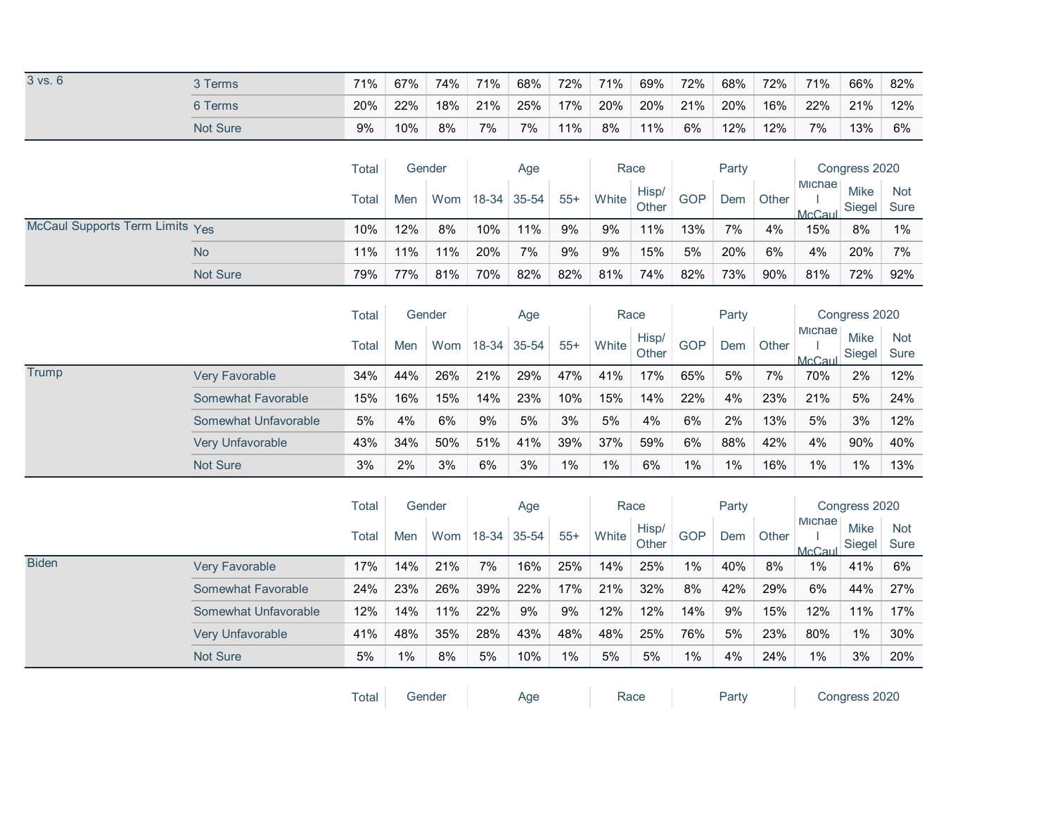| | | Total | Men | Wom | 18-34 | 35-54 | 55+ | White | Hisp/ Other | GOP | Dem | Other | Michael McCaul | Mike Siegel | Not Sure |
|---|---|---|---|---|---|---|---|---|---|---|---|---|---|---|---|
| 3 vs. 6 | 3 Terms | 71% | 67% | 74% | 71% | 68% | 72% | 71% | 69% | 72% | 68% | 72% | 71% | 66% | 82% |
| | 6 Terms | 20% | 22% | 18% | 21% | 25% | 17% | 20% | 20% | 21% | 20% | 16% | 22% | 21% | 12% |
| | Not Sure | 9% | 10% | 8% | 7% | 7% | 11% | 8% | 11% | 6% | 12% | 12% | 7% | 13% | 6% |

| | | Total | Gender | | Age | | | Race | | Party | | | Congress 2020 | | |
|---|---|---|---|---|---|---|---|---|---|---|---|---|---|---|---|
| | | Total | Men | Wom | 18-34 | 35-54 | 55+ | White | Hisp/ Other | GOP | Dem | Other | Michael McCaul | Mike Siegel | Not Sure |
| McCaul Supports Term Limits | Yes | 10% | 12% | 8% | 10% | 11% | 9% | 9% | 11% | 13% | 7% | 4% | 15% | 8% | 1% |
| | No | 11% | 11% | 11% | 20% | 7% | 9% | 9% | 15% | 5% | 20% | 6% | 4% | 20% | 7% |
| | Not Sure | 79% | 77% | 81% | 70% | 82% | 82% | 81% | 74% | 82% | 73% | 90% | 81% | 72% | 92% |

| | | Total | Gender | | Age | | | Race | | Party | | | Congress 2020 | | |
|---|---|---|---|---|---|---|---|---|---|---|---|---|---|---|---|
| | | Total | Men | Wom | 18-34 | 35-54 | 55+ | White | Hisp/ Other | GOP | Dem | Other | Michael McCaul | Mike Siegel | Not Sure |
| Trump | Very Favorable | 34% | 44% | 26% | 21% | 29% | 47% | 41% | 17% | 65% | 5% | 7% | 70% | 2% | 12% |
| | Somewhat Favorable | 15% | 16% | 15% | 14% | 23% | 10% | 15% | 14% | 22% | 4% | 23% | 21% | 5% | 24% |
| | Somewhat Unfavorable | 5% | 4% | 6% | 9% | 5% | 3% | 5% | 4% | 6% | 2% | 13% | 5% | 3% | 12% |
| | Very Unfavorable | 43% | 34% | 50% | 51% | 41% | 39% | 37% | 59% | 6% | 88% | 42% | 4% | 90% | 40% |
| | Not Sure | 3% | 2% | 3% | 6% | 3% | 1% | 1% | 6% | 1% | 1% | 16% | 1% | 1% | 13% |

| | | Total | Gender | | Age | | | Race | | Party | | | Congress 2020 | | |
|---|---|---|---|---|---|---|---|---|---|---|---|---|---|---|---|
| | | Total | Men | Wom | 18-34 | 35-54 | 55+ | White | Hisp/ Other | GOP | Dem | Other | Michael McCaul | Mike Siegel | Not Sure |
| Biden | Very Favorable | 17% | 14% | 21% | 7% | 16% | 25% | 14% | 25% | 1% | 40% | 8% | 1% | 41% | 6% |
| | Somewhat Favorable | 24% | 23% | 26% | 39% | 22% | 17% | 21% | 32% | 8% | 42% | 29% | 6% | 44% | 27% |
| | Somewhat Unfavorable | 12% | 14% | 11% | 22% | 9% | 9% | 12% | 12% | 14% | 9% | 15% | 12% | 11% | 17% |
| | Very Unfavorable | 41% | 48% | 35% | 28% | 43% | 48% | 48% | 25% | 76% | 5% | 23% | 80% | 1% | 30% |
| | Not Sure | 5% | 1% | 8% | 5% | 10% | 1% | 5% | 5% | 1% | 4% | 24% | 1% | 3% | 20% |

| Total | Gender | Age | Race | Party | Congress 2020 |
|---|---|---|---|---|---|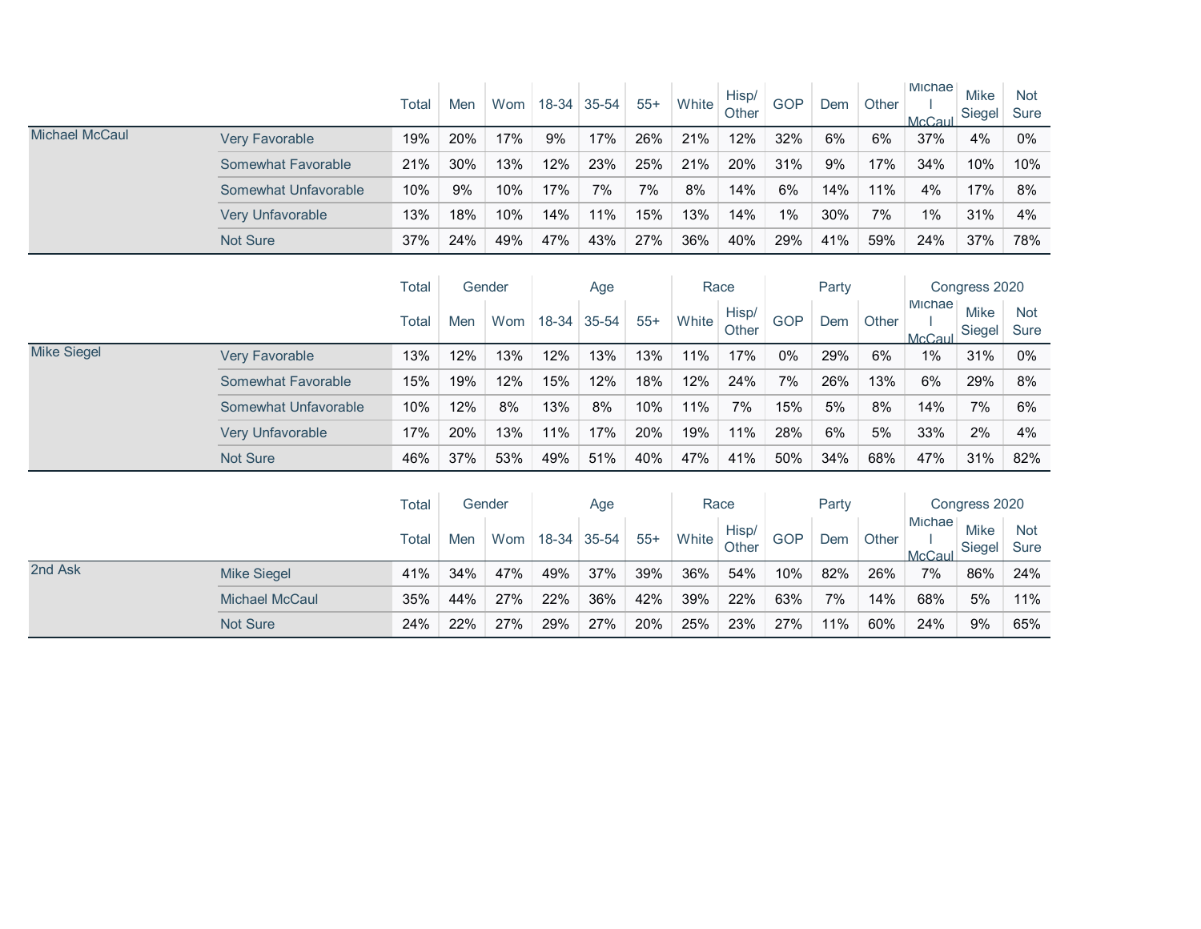| | | Total | Men | Wom | 18-34 | 35-54 | 55+ | White | Hisp/ Other | GOP | Dem | Other | Michael McCaul | Mike Siegel | Not Sure |
|---|---|---|---|---|---|---|---|---|---|---|---|---|---|---|---|
| Michael McCaul | Very Favorable | 19% | 20% | 17% | 9% | 17% | 26% | 21% | 12% | 32% | 6% | 6% | 37% | 4% | 0% |
| | Somewhat Favorable | 21% | 30% | 13% | 12% | 23% | 25% | 21% | 20% | 31% | 9% | 17% | 34% | 10% | 10% |
| | Somewhat Unfavorable | 10% | 9% | 10% | 17% | 7% | 7% | 8% | 14% | 6% | 14% | 11% | 4% | 17% | 8% |
| | Very Unfavorable | 13% | 18% | 10% | 14% | 11% | 15% | 13% | 14% | 1% | 30% | 7% | 1% | 31% | 4% |
| | Not Sure | 37% | 24% | 49% | 47% | 43% | 27% | 36% | 40% | 29% | 41% | 59% | 24% | 37% | 78% |

| | | Total | Gender | | Age | | | Race | | Party | | | Congress 2020 | | |
|---|---|---|---|---|---|---|---|---|---|---|---|---|---|---|---|
| | | Total | Men | Wom | 18-34 | 35-54 | 55+ | White | Hisp/ Other | GOP | Dem | Other | Michael McCaul | Mike Siegel | Not Sure |
| Mike Siegel | Very Favorable | 13% | 12% | 13% | 12% | 13% | 13% | 11% | 17% | 0% | 29% | 6% | 1% | 31% | 0% |
| | Somewhat Favorable | 15% | 19% | 12% | 15% | 12% | 18% | 12% | 24% | 7% | 26% | 13% | 6% | 29% | 8% |
| | Somewhat Unfavorable | 10% | 12% | 8% | 13% | 8% | 10% | 11% | 7% | 15% | 5% | 8% | 14% | 7% | 6% |
| | Very Unfavorable | 17% | 20% | 13% | 11% | 17% | 20% | 19% | 11% | 28% | 6% | 5% | 33% | 2% | 4% |
| | Not Sure | 46% | 37% | 53% | 49% | 51% | 40% | 47% | 41% | 50% | 34% | 68% | 47% | 31% | 82% |

| | | Total | Gender | | Age | | | Race | | Party | | | Congress 2020 | | |
|---|---|---|---|---|---|---|---|---|---|---|---|---|---|---|---|
| | | Total | Men | Wom | 18-34 | 35-54 | 55+ | White | Hisp/ Other | GOP | Dem | Other | Michael McCaul | Mike Siegel | Not Sure |
| 2nd Ask | Mike Siegel | 41% | 34% | 47% | 49% | 37% | 39% | 36% | 54% | 10% | 82% | 26% | 7% | 86% | 24% |
| | Michael McCaul | 35% | 44% | 27% | 22% | 36% | 42% | 39% | 22% | 63% | 7% | 14% | 68% | 5% | 11% |
| | Not Sure | 24% | 22% | 27% | 29% | 27% | 20% | 25% | 23% | 27% | 11% | 60% | 24% | 9% | 65% |